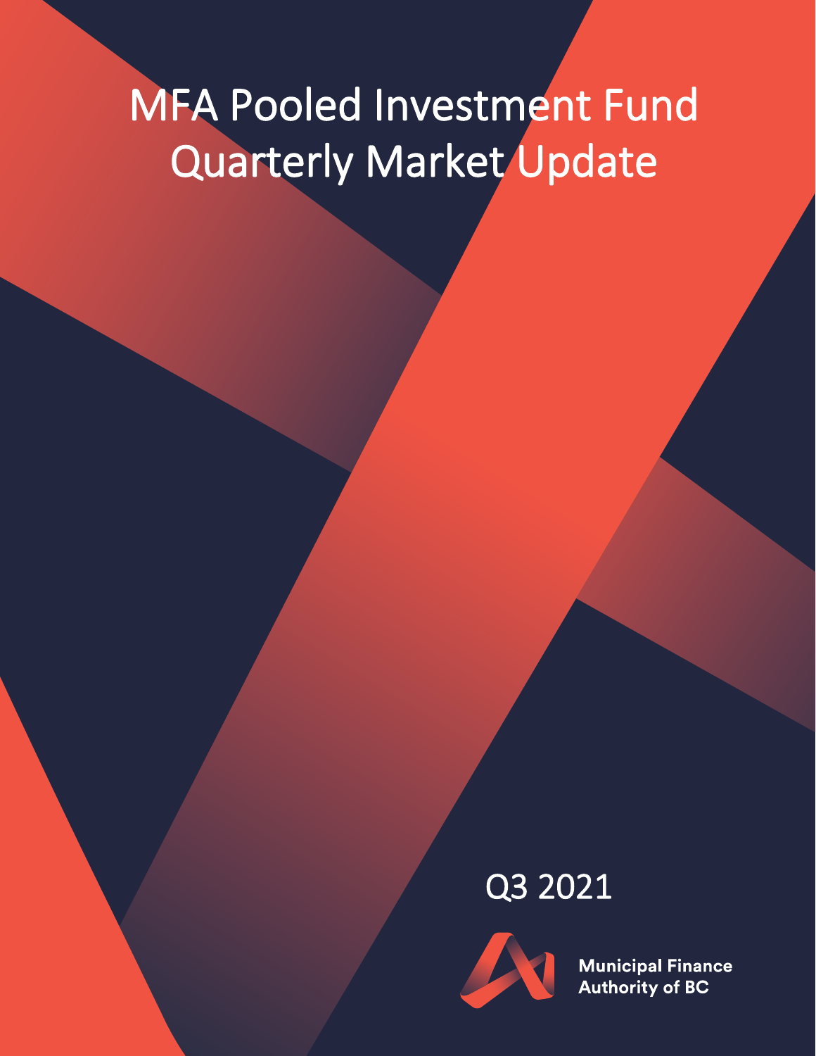# MFA Pooled Investment Fund Quarterly Market Update

Q3 2021

Municipal Finance Authority of BC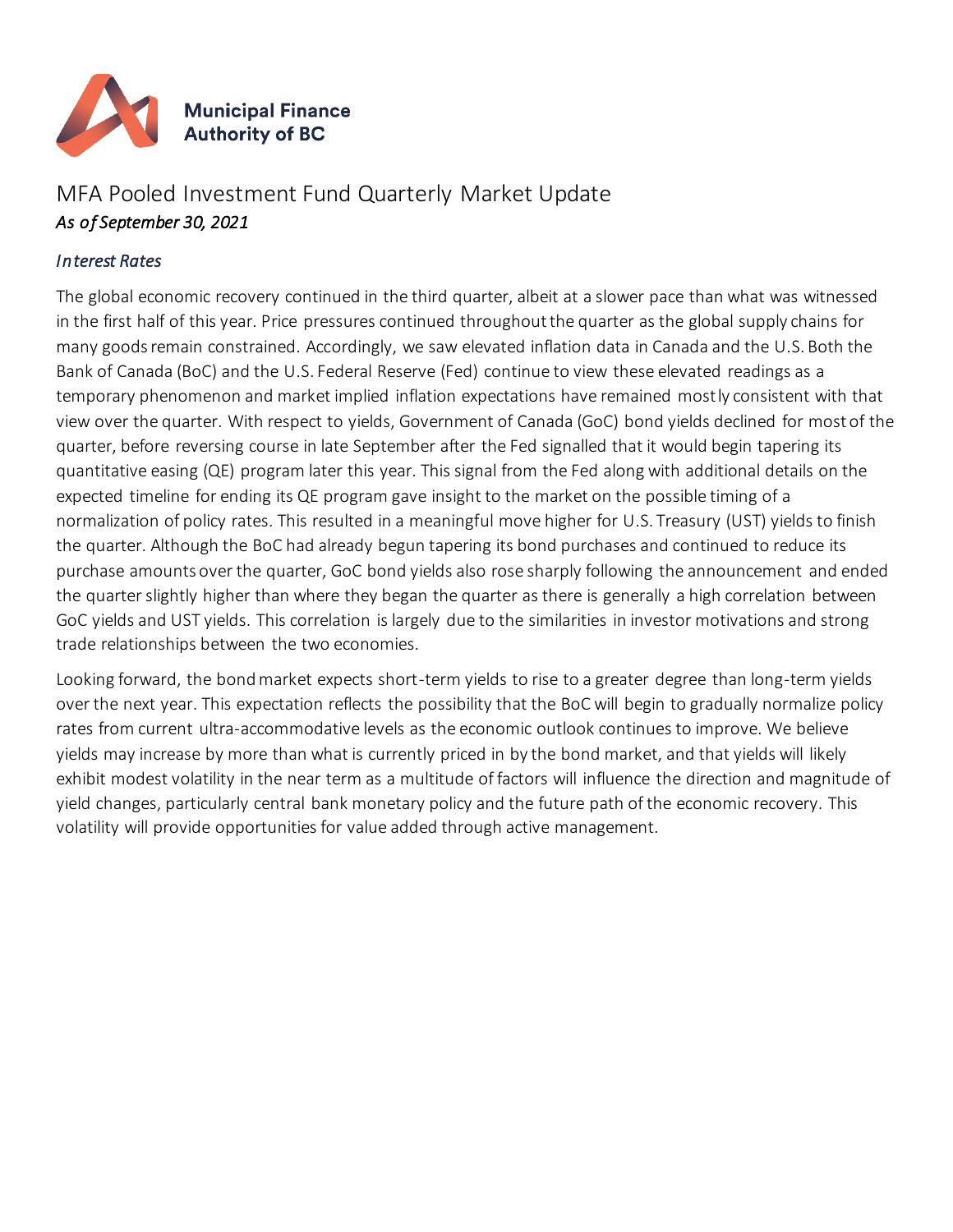**Municipal Finance Authority of BC**

# MFA Pooled Investment Fund Quarterly Market Update

*As of September 30, 2021*

### *Interest Rates*

The global economic recovery continued in the third quarter, albeit at a slower pace than what was witnessed in the first half of this year. Price pressures continued throughout the quarter as the global supply chains for many goods remain constrained. Accordingly, we saw elevated inflation data in Canada and the U.S. Both the Bank of Canada (BoC) and the U.S. Federal Reserve (Fed) continue to view these elevated readings as a temporary phenomenon and market implied inflation expectations have remained mostly consistent with that view over the quarter. With respect to yields, Government of Canada (GoC) bond yields declined for most of the quarter, before reversing course in late September after the Fed signalled that it would begin tapering its quantitative easing (QE) program later this year. This signal from the Fed along with additional details on the expected timeline for ending its QE program gave insight to the market on the possible timing of a normalization of policy rates. This resulted in a meaningful move higher for U.S. Treasury (UST) yields to finish the quarter. Although the BoC had already begun tapering its bond purchases and continued to reduce its purchase amounts over the quarter, GoC bond yields also rose sharply following the announcement and ended the quarter slightly higher than where they began the quarter as there is generally a high correlation between GoC yields and UST yields. This correlation is largely due to the similarities in investor motivations and strong trade relationships between the two economies.

Looking forward, the bond market expects short-term yields to rise to a greater degree than long-term yields over the next year. This expectation reflects the possibility that the BoC will begin to gradually normalize policy rates from current ultra-accommodative levels as the economic outlook continues to improve. We believe yields may increase by more than what is currently priced in by the bond market, and that yields will likely exhibit modest volatility in the near term as a multitude of factors will influence the direction and magnitude of yield changes, particularly central bank monetary policy and the future path of the economic recovery. This volatility will provide opportunities for value added through active management.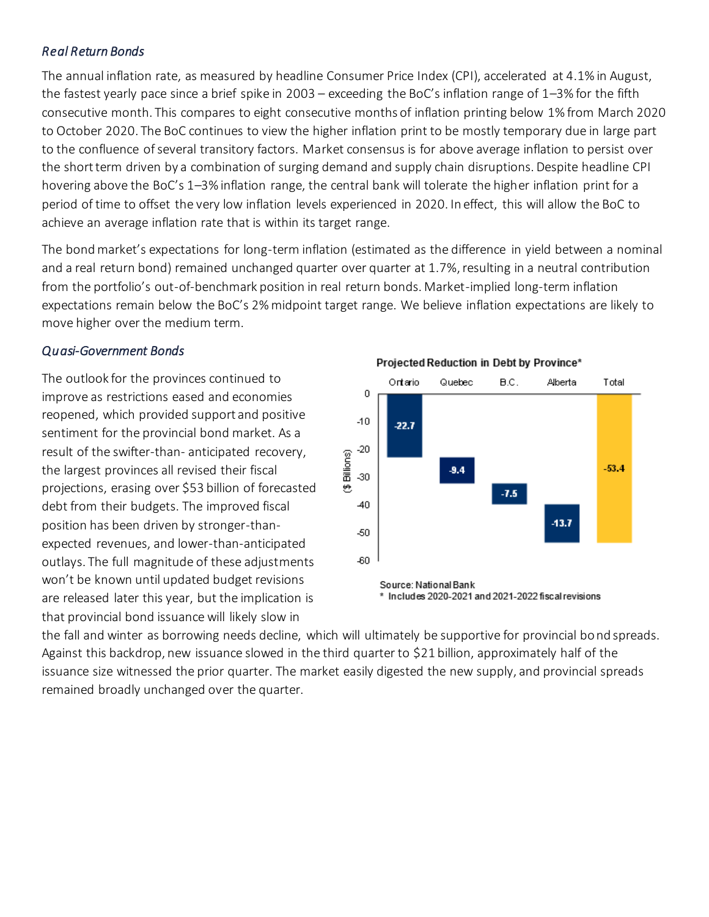### *Real Return Bonds*

The annual inflation rate, as measured by headline Consumer Price Index (CPI), accelerated at 4.1% in August, the fastest yearly pace since a brief spike in 2003 – exceeding the BoC's inflation range of 1–3% for the fifth consecutive month. This compares to eight consecutive months of inflation printing below 1% from March 2020 to October 2020. The BoC continues to view the higher inflation print to be mostly temporary due in large part to the confluence of several transitory factors. Market consensus is for above average inflation to persist over the short term driven by a combination of surging demand and supply chain disruptions. Despite headline CPI hovering above the BoC's 1–3% inflation range, the central bank will tolerate the higher inflation print for a period of time to offset the very low inflation levels experienced in 2020. In effect, this will allow the BoC to achieve an average inflation rate that is within its target range.

The bond market's expectations for long-term inflation (estimated as the difference in yield between a nominal and a real return bond) remained unchanged quarter over quarter at 1.7%, resulting in a neutral contribution from the portfolio's out-of-benchmark position in real return bonds. Market-implied long-term inflation expectations remain below the BoC's 2% midpoint target range. We believe inflation expectations are likely to move higher over the medium term.

### *Quasi-Government Bonds*

The outlook for the provinces continued to improve as restrictions eased and economies reopened, which provided support and positive sentiment for the provincial bond market. As a result of the swifter-than- anticipated recovery, the largest provinces all revised their fiscal projections, erasing over $53 billion of forecasted debt from their budgets. The improved fiscal position has been driven by stronger-than-expected revenues, and lower-than-anticipated outlays. The full magnitude of these adjustments won't be known until updated budget revisions are released later this year, but the implication is that provincial bond issuance will likely slow in the fall and winter as borrowing needs decline, which will ultimately be supportive for provincial bond spreads. Against this backdrop, new issuance slowed in the third quarter to $21 billion, approximately half of the issuance size witnessed the prior quarter. The market easily digested the new supply, and provincial spreads remained broadly unchanged over the quarter.

**Projected Reduction in Debt by Province***

| | Ontario | Quebec | B.C. | Alberta | Total |
|---|---|---|---|---|---|
| ($ Billions) | -22.7 | -9.4 | -7.5 | -13.7 | -53.4 |

Source: National Bank
\* Includes 2020-2021 and 2021-2022 fiscal revisions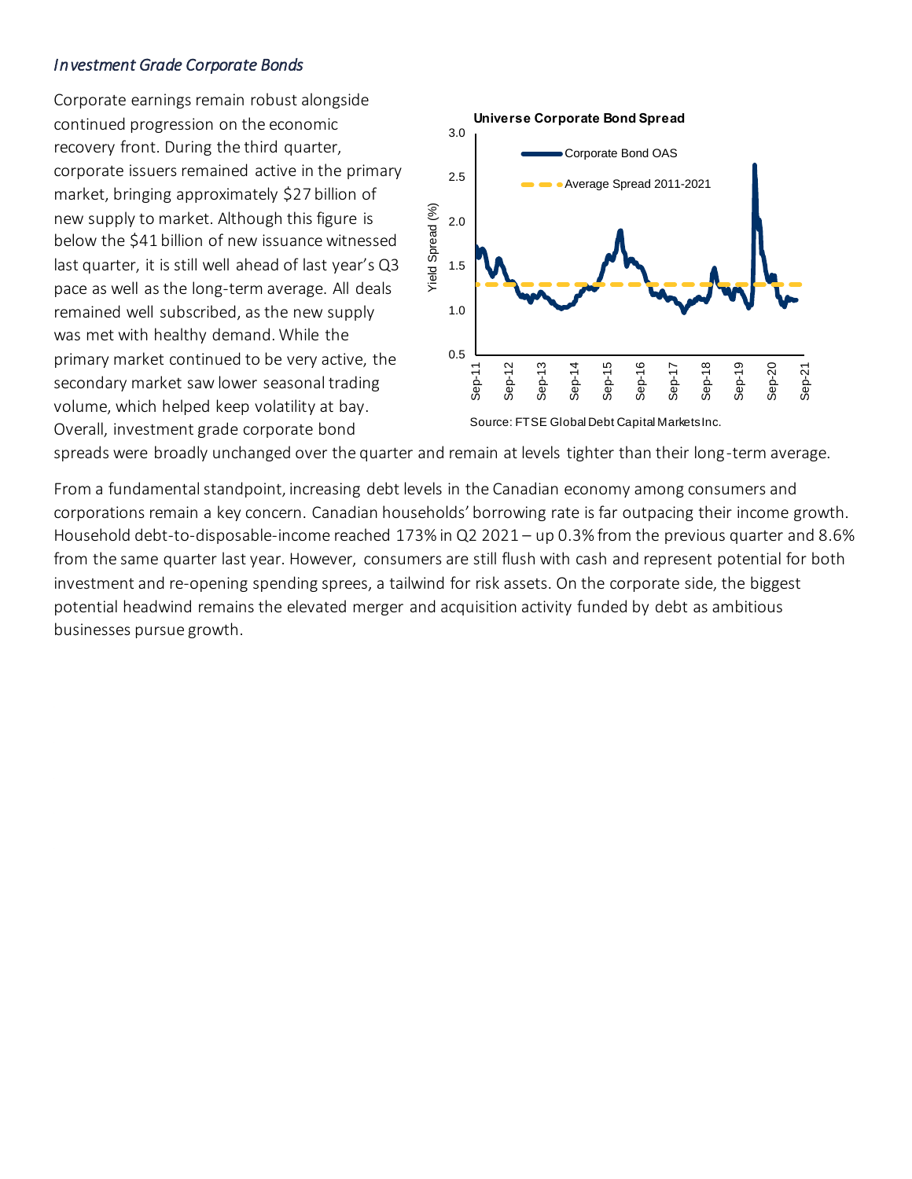*Investment Grade Corporate Bonds*

Corporate earnings remain robust alongside continued progression on the economic recovery front. During the third quarter, corporate issuers remained active in the primary market, bringing approximately $27 billion of new supply to market. Although this figure is below the $41 billion of new issuance witnessed last quarter, it is still well ahead of last year's Q3 pace as well as the long-term average. All deals remained well subscribed, as the new supply was met with healthy demand. While the primary market continued to be very active, the secondary market saw lower seasonal trading volume, which helped keep volatility at bay. Overall, investment grade corporate bond spreads were broadly unchanged over the quarter and remain at levels tighter than their long-term average.

**Universe Corporate Bond Spread**

Source: FTSE Global Debt Capital Markets Inc.

From a fundamental standpoint, increasing debt levels in the Canadian economy among consumers and corporations remain a key concern. Canadian households' borrowing rate is far outpacing their income growth. Household debt-to-disposable-income reached 173% in Q2 2021 – up 0.3% from the previous quarter and 8.6% from the same quarter last year. However, consumers are still flush with cash and represent potential for both investment and re-opening spending sprees, a tailwind for risk assets. On the corporate side, the biggest potential headwind remains the elevated merger and acquisition activity funded by debt as ambitious businesses pursue growth.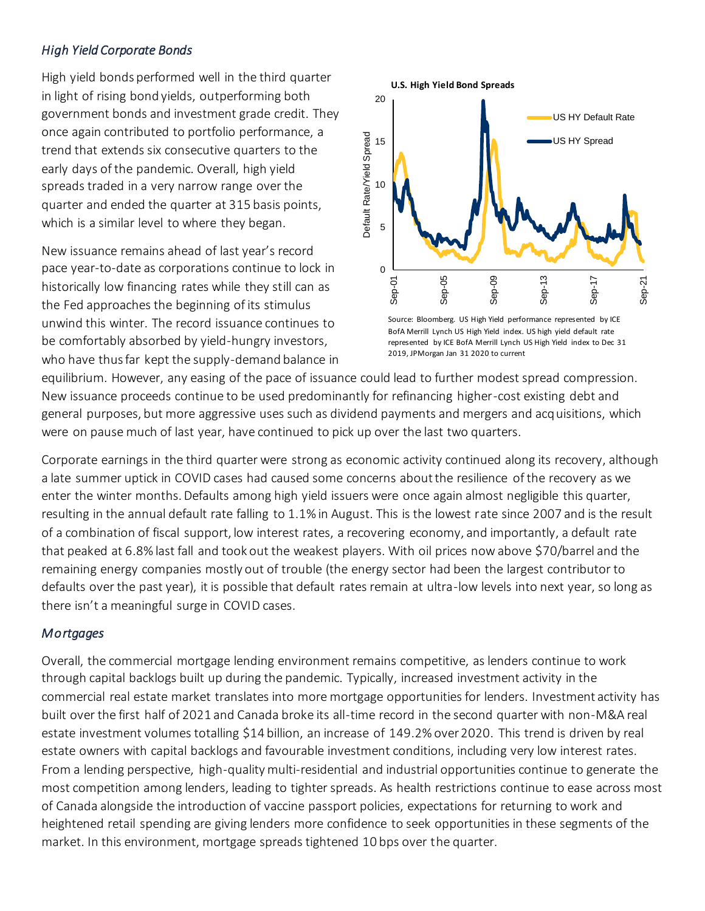### *High Yield Corporate Bonds*

High yield bonds performed well in the third quarter in light of rising bond yields, outperforming both government bonds and investment grade credit. They once again contributed to portfolio performance, a trend that extends six consecutive quarters to the early days of the pandemic. Overall, high yield spreads traded in a very narrow range over the quarter and ended the quarter at 315 basis points, which is a similar level to where they began.

New issuance remains ahead of last year's record pace year-to-date as corporations continue to lock in historically low financing rates while they still can as the Fed approaches the beginning of its stimulus unwind this winter. The record issuance continues to be comfortably absorbed by yield-hungry investors, who have thus far kept the supply-demand balance in equilibrium. However, any easing of the pace of issuance could lead to further modest spread compression. New issuance proceeds continue to be used predominantly for refinancing higher-cost existing debt and general purposes, but more aggressive uses such as dividend payments and mergers and acquisitions, which were on pause much of last year, have continued to pick up over the last two quarters.

**U.S. High Yield Bond Spreads**

Source: Bloomberg. US High Yield performance represented by ICE BofA Merrill Lynch US High Yield index. US high yield default rate represented by ICE BofA Merrill Lynch US High Yield index to Dec 31 2019, JPMorgan Jan 31 2020 to current

Corporate earnings in the third quarter were strong as economic activity continued along its recovery, although a late summer uptick in COVID cases had caused some concerns about the resilience of the recovery as we enter the winter months. Defaults among high yield issuers were once again almost negligible this quarter, resulting in the annual default rate falling to 1.1% in August. This is the lowest rate since 2007 and is the result of a combination of fiscal support, low interest rates, a recovering economy, and importantly, a default rate that peaked at 6.8% last fall and took out the weakest players. With oil prices now above $70/barrel and the remaining energy companies mostly out of trouble (the energy sector had been the largest contributor to defaults over the past year), it is possible that default rates remain at ultra-low levels into next year, so long as there isn't a meaningful surge in COVID cases.

### *Mortgages*

Overall, the commercial mortgage lending environment remains competitive, as lenders continue to work through capital backlogs built up during the pandemic. Typically, increased investment activity in the commercial real estate market translates into more mortgage opportunities for lenders. Investment activity has built over the first half of 2021 and Canada broke its all-time record in the second quarter with non-M&A real estate investment volumes totalling $14 billion, an increase of 149.2% over 2020. This trend is driven by real estate owners with capital backlogs and favourable investment conditions, including very low interest rates. From a lending perspective, high-quality multi-residential and industrial opportunities continue to generate the most competition among lenders, leading to tighter spreads. As health restrictions continue to ease across most of Canada alongside the introduction of vaccine passport policies, expectations for returning to work and heightened retail spending are giving lenders more confidence to seek opportunities in these segments of the market. In this environment, mortgage spreads tightened 10 bps over the quarter.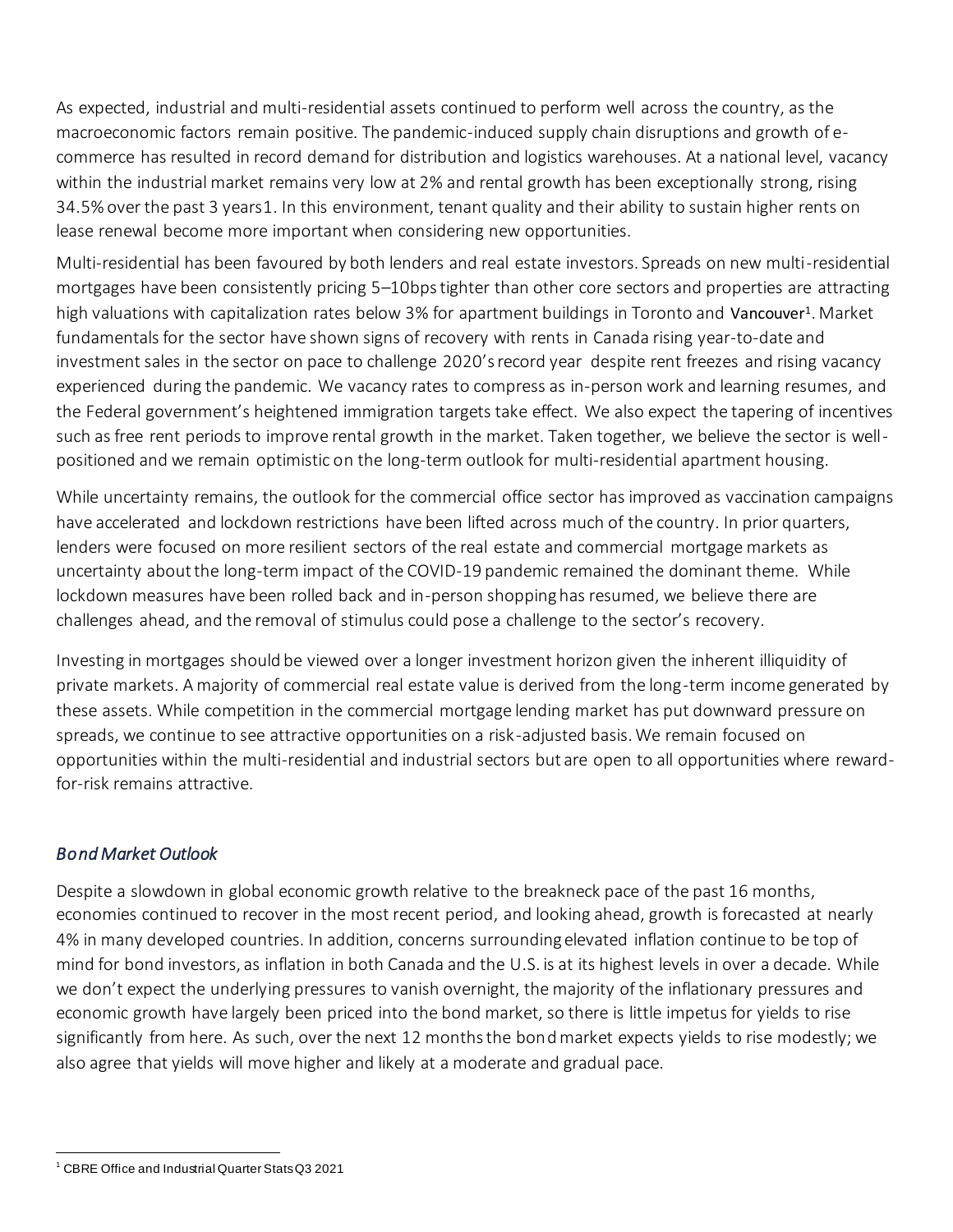As expected, industrial and multi-residential assets continued to perform well across the country, as the macroeconomic factors remain positive. The pandemic-induced supply chain disruptions and growth of e-commerce has resulted in record demand for distribution and logistics warehouses. At a national level, vacancy within the industrial market remains very low at 2% and rental growth has been exceptionally strong, rising 34.5% over the past 3 years1. In this environment, tenant quality and their ability to sustain higher rents on lease renewal become more important when considering new opportunities.

Multi-residential has been favoured by both lenders and real estate investors. Spreads on new multi-residential mortgages have been consistently pricing 5–10bps tighter than other core sectors and properties are attracting high valuations with capitalization rates below 3% for apartment buildings in Toronto and Vancouver[1]. Market fundamentals for the sector have shown signs of recovery with rents in Canada rising year-to-date and investment sales in the sector on pace to challenge 2020's record year despite rent freezes and rising vacancy experienced during the pandemic. We vacancy rates to compress as in-person work and learning resumes, and the Federal government's heightened immigration targets take effect. We also expect the tapering of incentives such as free rent periods to improve rental growth in the market. Taken together, we believe the sector is well-positioned and we remain optimistic on the long-term outlook for multi-residential apartment housing.

While uncertainty remains, the outlook for the commercial office sector has improved as vaccination campaigns have accelerated and lockdown restrictions have been lifted across much of the country. In prior quarters, lenders were focused on more resilient sectors of the real estate and commercial mortgage markets as uncertainty about the long-term impact of the COVID-19 pandemic remained the dominant theme. While lockdown measures have been rolled back and in-person shopping has resumed, we believe there are challenges ahead, and the removal of stimulus could pose a challenge to the sector's recovery.

Investing in mortgages should be viewed over a longer investment horizon given the inherent illiquidity of private markets. A majority of commercial real estate value is derived from the long-term income generated by these assets. While competition in the commercial mortgage lending market has put downward pressure on spreads, we continue to see attractive opportunities on a risk-adjusted basis. We remain focused on opportunities within the multi-residential and industrial sectors but are open to all opportunities where reward-for-risk remains attractive.

### *Bond Market Outlook*

Despite a slowdown in global economic growth relative to the breakneck pace of the past 16 months, economies continued to recover in the most recent period, and looking ahead, growth is forecasted at nearly 4% in many developed countries. In addition, concerns surrounding elevated inflation continue to be top of mind for bond investors, as inflation in both Canada and the U.S. is at its highest levels in over a decade. While we don't expect the underlying pressures to vanish overnight, the majority of the inflationary pressures and economic growth have largely been priced into the bond market, so there is little impetus for yields to rise significantly from here. As such, over the next 12 months the bond market expects yields to rise modestly; we also agree that yields will move higher and likely at a moderate and gradual pace.

---

[1] CBRE Office and Industrial Quarter Stats Q3 2021